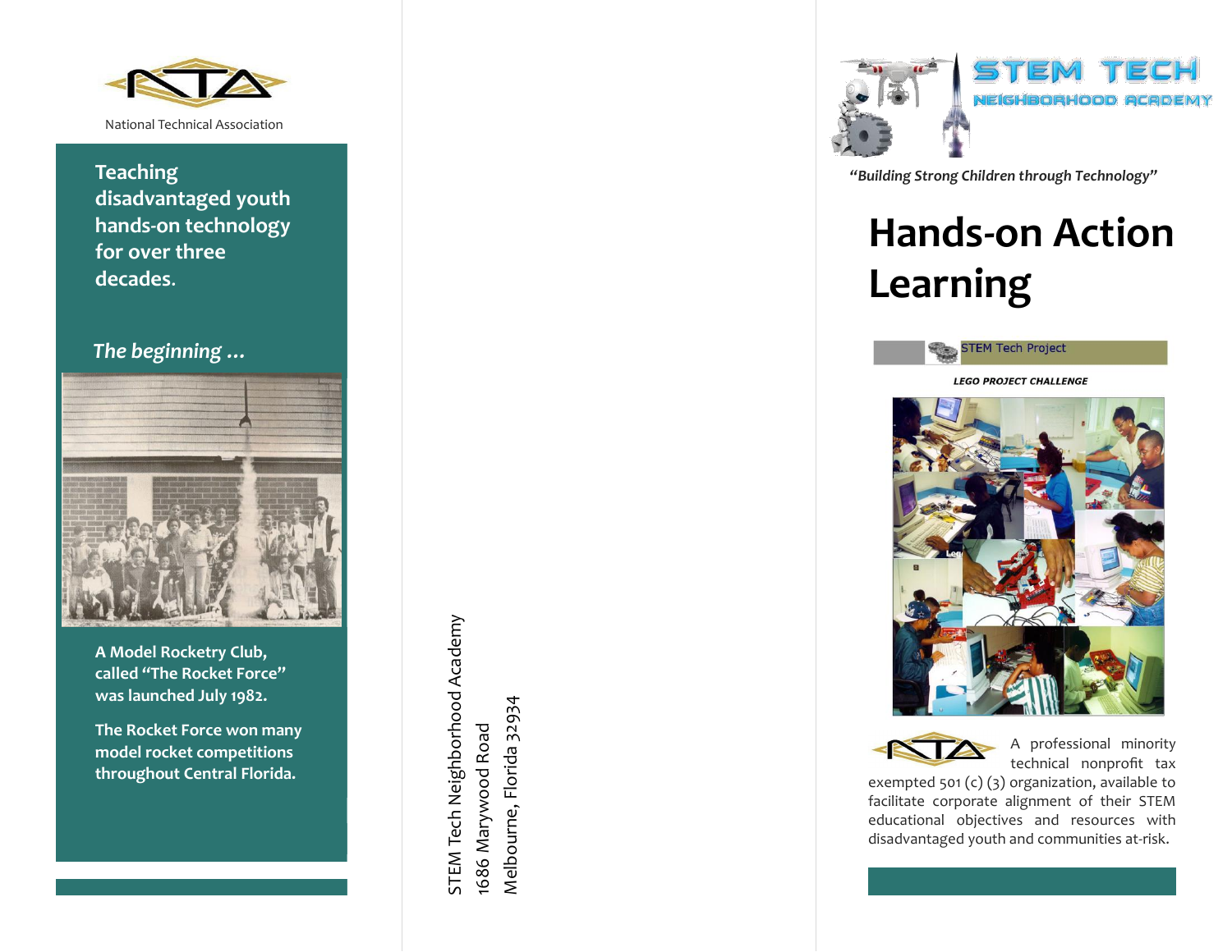National Technical Association

**Teaching disadvantaged youth hands-on technology for over three decades.**

***The beginning …***

**A Model Rocketry Club, called "The Rocket Force" was launched July 1982.**

**The Rocket Force won many model rocket competitions throughout Central Florida.**

STEM Tech Neighborhood Academy
1686 Marywood Road
Melbourne, Florida 32934

STEM TECH
NEIGHBORHOOD ACADEMY

***"Building Strong Children through Technology"***

# Hands-on Action Learning

STEM Tech Project

***LEGO PROJECT CHALLENGE***

A professional minority technical nonprofit tax exempted 501 (c) (3) organization, available to facilitate corporate alignment of their STEM educational objectives and resources with disadvantaged youth and communities at-risk.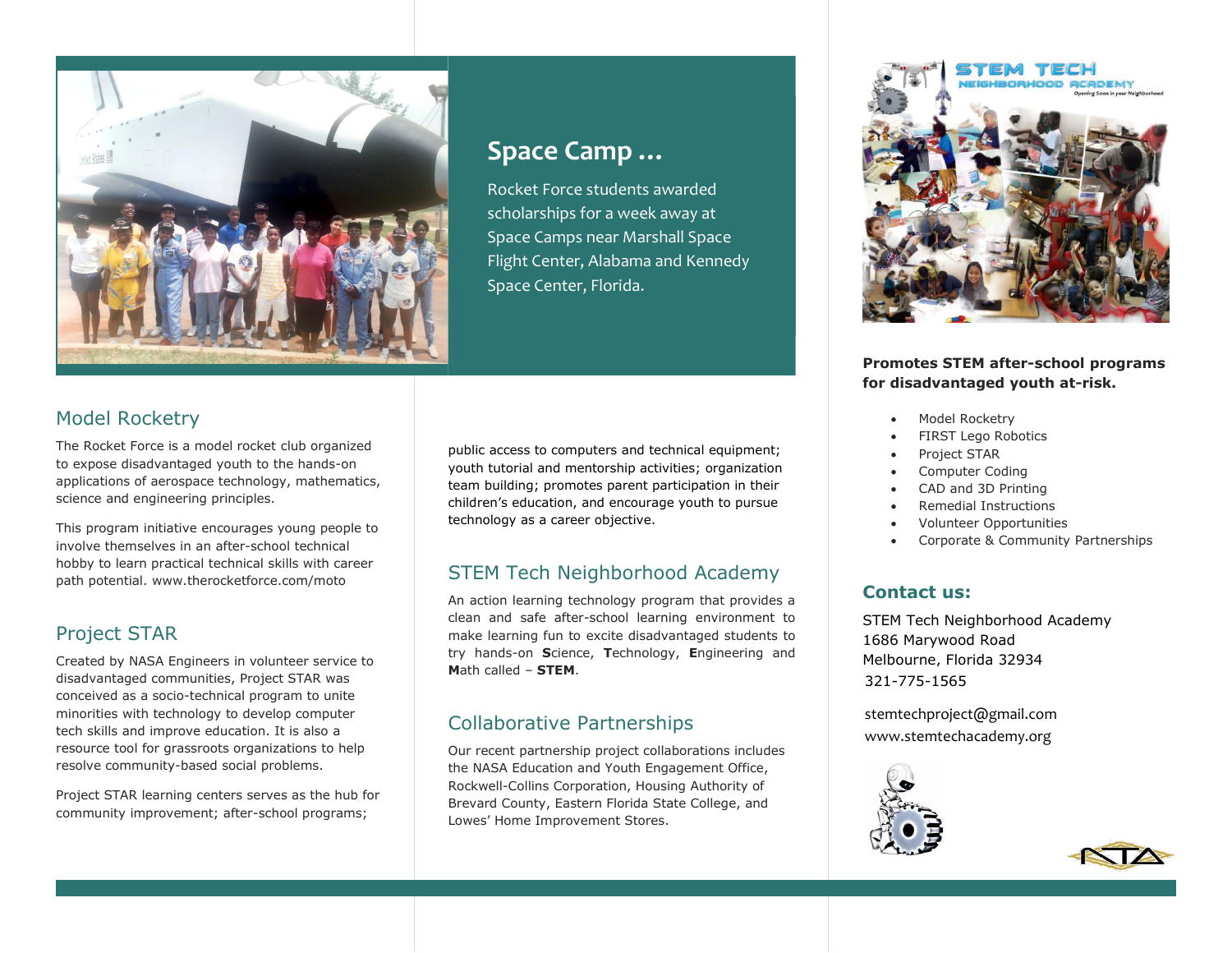## Space Camp ...

Rocket Force students awarded scholarships for a week away at Space Camps near Marshall Space Flight Center, Alabama and Kennedy Space Center, Florida.

## Model Rocketry

The Rocket Force is a model rocket club organized to expose disadvantaged youth to the hands-on applications of aerospace technology, mathematics, science and engineering principles.

This program initiative encourages young people to involve themselves in an after-school technical hobby to learn practical technical skills with career path potential. www.therocketforce.com/moto

## Project STAR

Created by NASA Engineers in volunteer service to disadvantaged communities, Project STAR was conceived as a socio-technical program to unite minorities with technology to develop computer tech skills and improve education. It is also a resource tool for grassroots organizations to help resolve community-based social problems.

Project STAR learning centers serves as the hub for community improvement; after-school programs; public access to computers and technical equipment; youth tutorial and mentorship activities; organization team building; promotes parent participation in their children's education, and encourage youth to pursue technology as a career objective.

## STEM Tech Neighborhood Academy

An action learning technology program that provides a clean and safe after-school learning environment to make learning fun to excite disadvantaged students to try hands-on **S**cience, **T**echnology, **E**ngineering and **M**ath called – **STEM**.

## Collaborative Partnerships

Our recent partnership project collaborations includes the NASA Education and Youth Engagement Office, Rockwell-Collins Corporation, Housing Authority of Brevard County, Eastern Florida State College, and Lowes' Home Improvement Stores.

STEM TECH NEIGHBORHOOD ACADEMY

*Opening Soon in your Neighborhood*

**Promotes STEM after-school programs for disadvantaged youth at-risk.**

- Model Rocketry
- FIRST Lego Robotics
- Project STAR
- Computer Coding
- CAD and 3D Printing
- Remedial Instructions
- Volunteer Opportunities
- Corporate & Community Partnerships

## Contact us:

STEM Tech Neighborhood Academy
1686 Marywood Road
Melbourne, Florida 32934
321-775-1565

stemtechproject@gmail.com
www.stemtechacademy.org